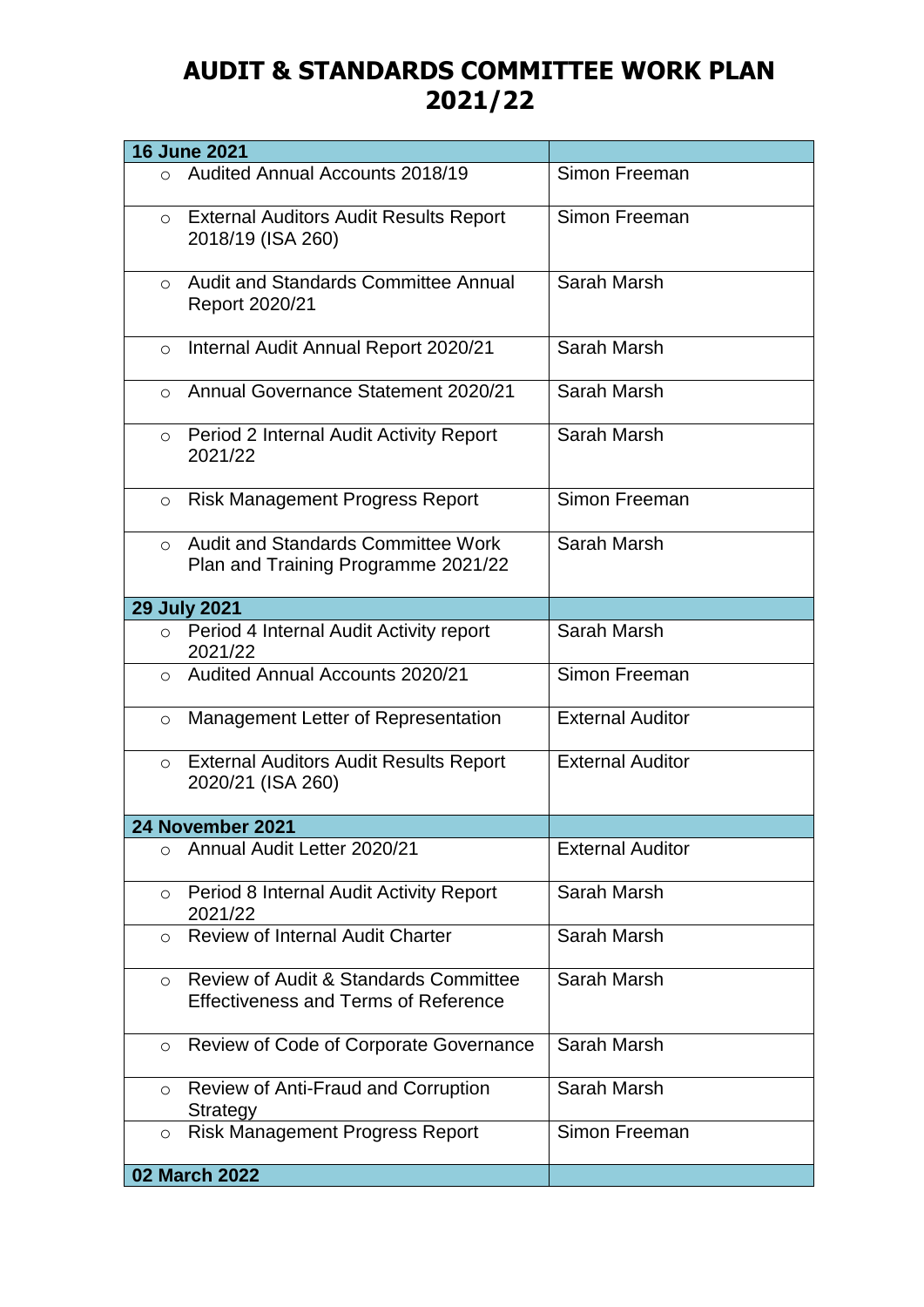# AUDIT & STANDARDS COMMITTEE WORK PLAN 2021/22

| 16 June 2021 | |
|---|---|
| ○ Audited Annual Accounts 2018/19 | Simon Freeman |
| ○ External Auditors Audit Results Report 2018/19 (ISA 260) | Simon Freeman |
| ○ Audit and Standards Committee Annual Report 2020/21 | Sarah Marsh |
| ○ Internal Audit Annual Report 2020/21 | Sarah Marsh |
| ○ Annual Governance Statement 2020/21 | Sarah Marsh |
| ○ Period 2 Internal Audit Activity Report 2021/22 | Sarah Marsh |
| ○ Risk Management Progress Report | Simon Freeman |
| ○ Audit and Standards Committee Work Plan and Training Programme 2021/22 | Sarah Marsh |
| **29 July 2021** | |
| ○ Period 4 Internal Audit Activity report 2021/22 | Sarah Marsh |
| ○ Audited Annual Accounts 2020/21 | Simon Freeman |
| ○ Management Letter of Representation | External Auditor |
| ○ External Auditors Audit Results Report 2020/21 (ISA 260) | External Auditor |
| **24 November 2021** | |
| ○ Annual Audit Letter 2020/21 | External Auditor |
| ○ Period 8 Internal Audit Activity Report 2021/22 | Sarah Marsh |
| ○ Review of Internal Audit Charter | Sarah Marsh |
| ○ Review of Audit & Standards Committee Effectiveness and Terms of Reference | Sarah Marsh |
| ○ Review of Code of Corporate Governance | Sarah Marsh |
| ○ Review of Anti-Fraud and Corruption Strategy | Sarah Marsh |
| ○ Risk Management Progress Report | Simon Freeman |
| **02 March 2022** | |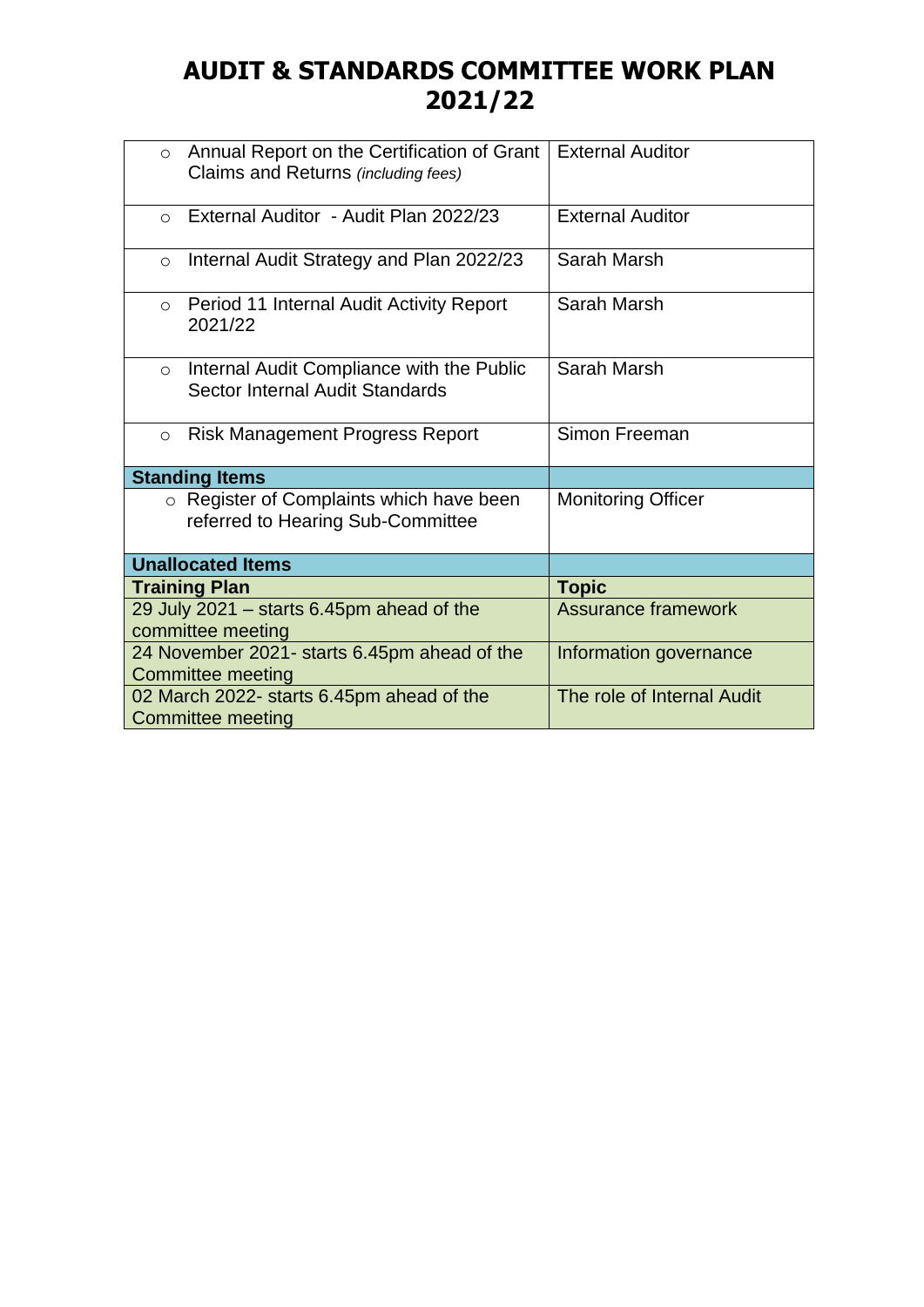# AUDIT & STANDARDS COMMITTEE WORK PLAN 2021/22

| | |
|---|---|
| ○ Annual Report on the Certification of Grant Claims and Returns *(including fees)* | External Auditor |
| ○ External Auditor - Audit Plan 2022/23 | External Auditor |
| ○ Internal Audit Strategy and Plan 2022/23 | Sarah Marsh |
| ○ Period 11 Internal Audit Activity Report 2021/22 | Sarah Marsh |
| ○ Internal Audit Compliance with the Public Sector Internal Audit Standards | Sarah Marsh |
| ○ Risk Management Progress Report | Simon Freeman |
| **Standing Items** | |
| ○ Register of Complaints which have been referred to Hearing Sub-Committee | Monitoring Officer |
| **Unallocated Items** | |
| **Training Plan** | **Topic** |
| 29 July 2021 – starts 6.45pm ahead of the committee meeting | Assurance framework |
| 24 November 2021- starts 6.45pm ahead of the Committee meeting | Information governance |
| 02 March 2022- starts 6.45pm ahead of the Committee meeting | The role of Internal Audit |